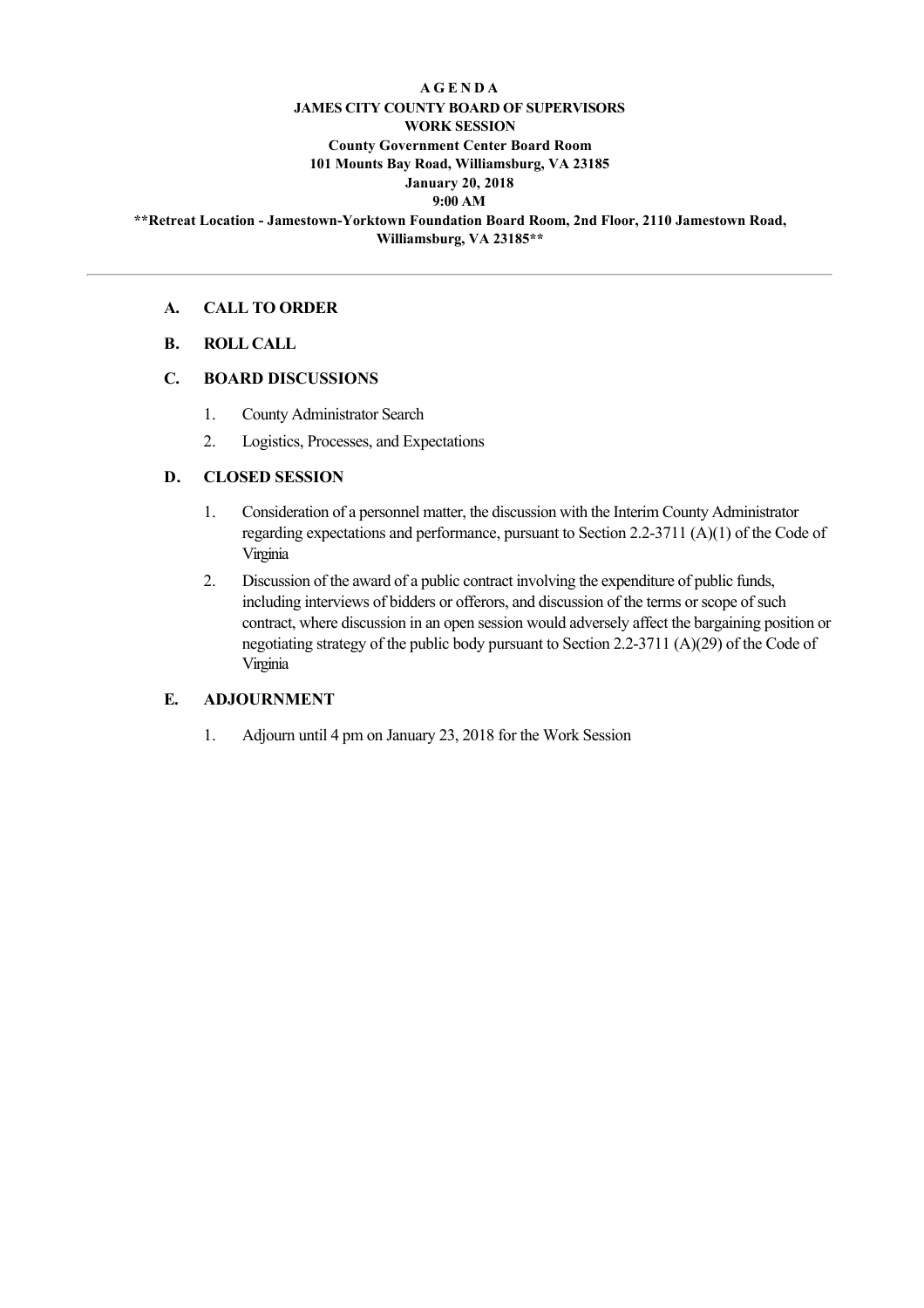# A G E N D A
## JAMES CITY COUNTY BOARD OF SUPERVISORS
## WORK SESSION

**County Government Center Board Room**
**101 Mounts Bay Road, Williamsburg, VA 23185**
**January 20, 2018**
**9:00 AM**

**\*\*Retreat Location - Jamestown-Yorktown Foundation Board Room, 2nd Floor, 2110 Jamestown Road, Williamsburg, VA 23185\*\***

---

**A. CALL TO ORDER**

**B. ROLL CALL**

**C. BOARD DISCUSSIONS**

1. County Administrator Search
2. Logistics, Processes, and Expectations

**D. CLOSED SESSION**

1. Consideration of a personnel matter, the discussion with the Interim County Administrator regarding expectations and performance, pursuant to Section 2.2-3711 (A)(1) of the Code of Virginia
2. Discussion of the award of a public contract involving the expenditure of public funds, including interviews of bidders or offerors, and discussion of the terms or scope of such contract, where discussion in an open session would adversely affect the bargaining position or negotiating strategy of the public body pursuant to Section 2.2-3711 (A)(29) of the Code of Virginia

**E. ADJOURNMENT**

1. Adjourn until 4 pm on January 23, 2018 for the Work Session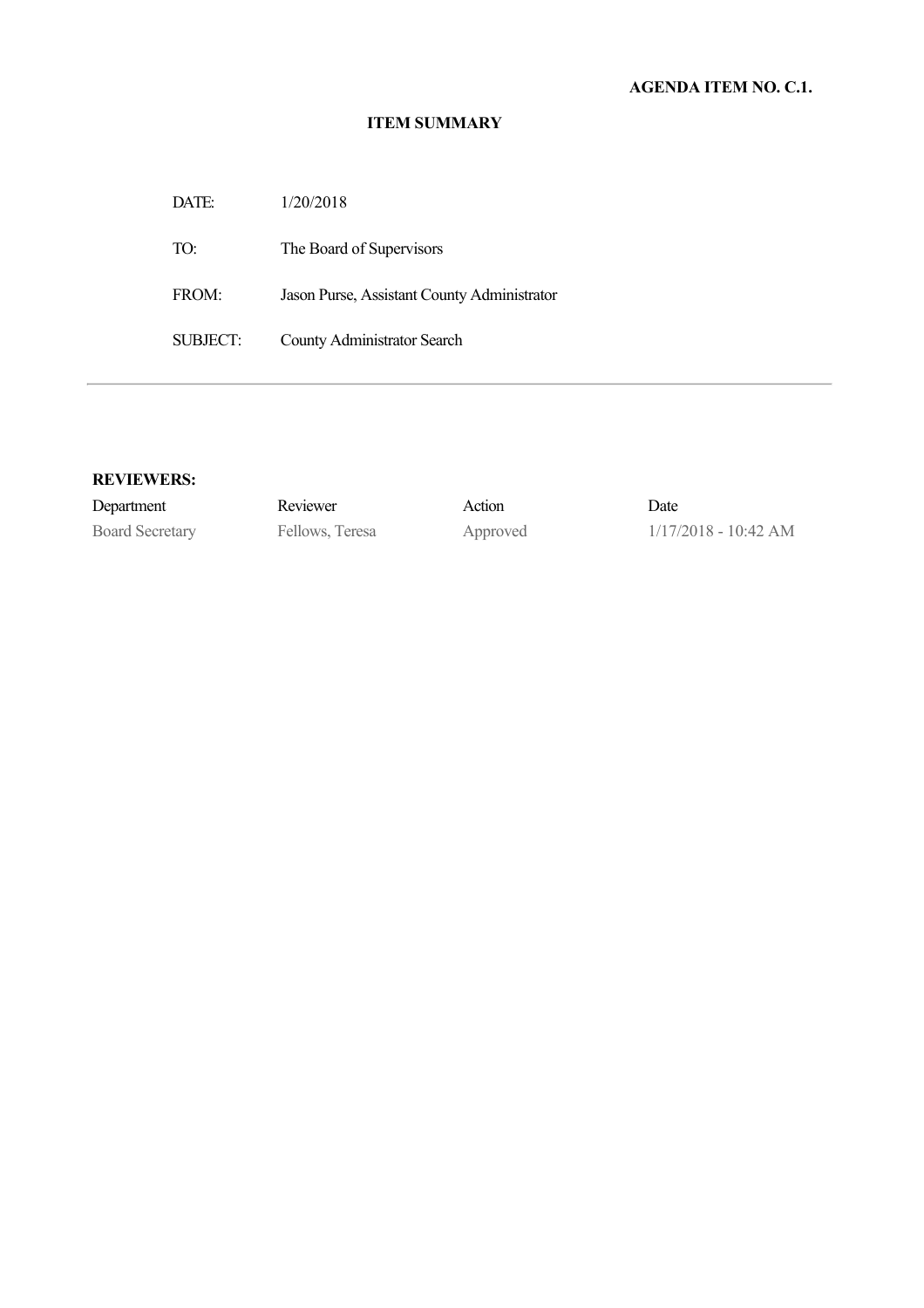**AGENDA ITEM NO. C.1.**

## ITEM SUMMARY

| | |
|---|---|
| DATE: | 1/20/2018 |
| TO: | The Board of Supervisors |
| FROM: | Jason Purse, Assistant County Administrator |
| SUBJECT: | County Administrator Search |

---

**REVIEWERS:**

| Department | Reviewer | Action | Date |
|---|---|---|---|
| Board Secretary | Fellows, Teresa | Approved | 1/17/2018 - 10:42 AM |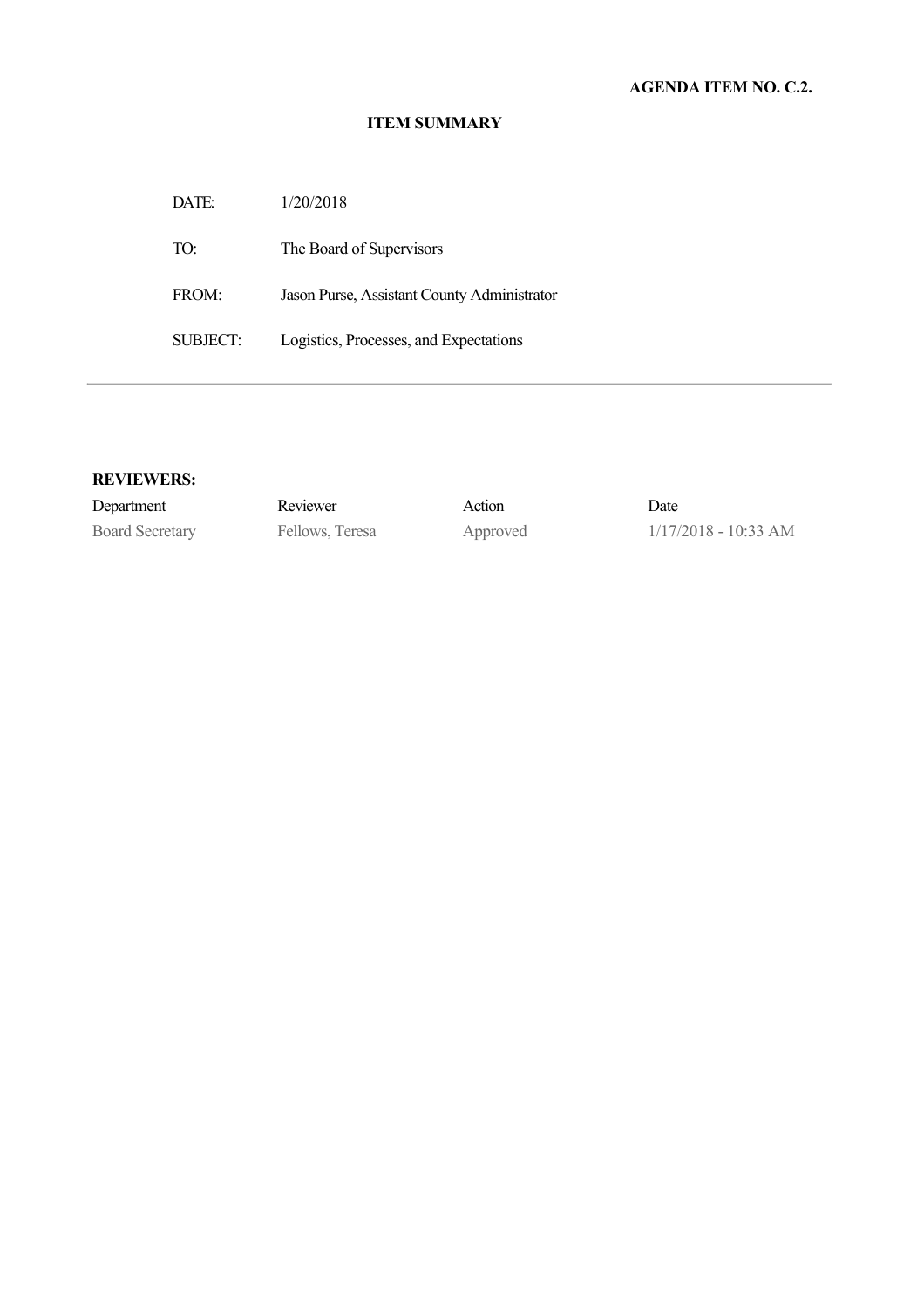**AGENDA ITEM NO. C.2.**

**ITEM SUMMARY**

| | |
|---|---|
| DATE: | 1/20/2018 |
| TO: | The Board of Supervisors |
| FROM: | Jason Purse, Assistant County Administrator |
| SUBJECT: | Logistics, Processes, and Expectations |

---

**REVIEWERS:**

| Department | Reviewer | Action | Date |
|---|---|---|---|
| Board Secretary | Fellows, Teresa | Approved | 1/17/2018 - 10:33 AM |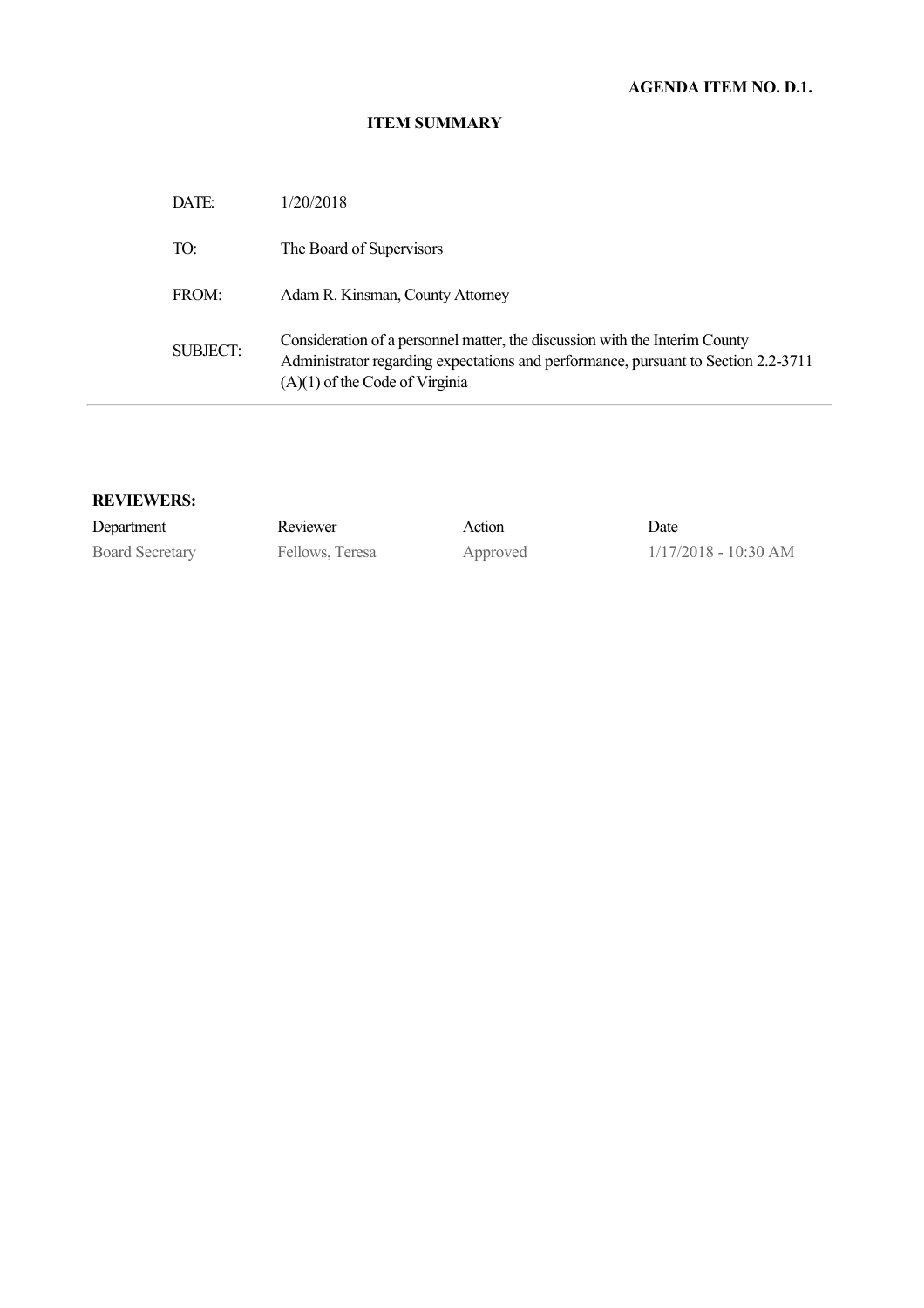**AGENDA ITEM NO. D.1.**

**ITEM SUMMARY**

| | |
|---|---|
| DATE: | 1/20/2018 |
| TO: | The Board of Supervisors |
| FROM: | Adam R. Kinsman, County Attorney |
| SUBJECT: | Consideration of a personnel matter, the discussion with the Interim County Administrator regarding expectations and performance, pursuant to Section 2.2-3711 (A)(1) of the Code of Virginia |

**REVIEWERS:**

| Department | Reviewer | Action | Date |
|---|---|---|---|
| Board Secretary | Fellows, Teresa | Approved | 1/17/2018 - 10:30 AM |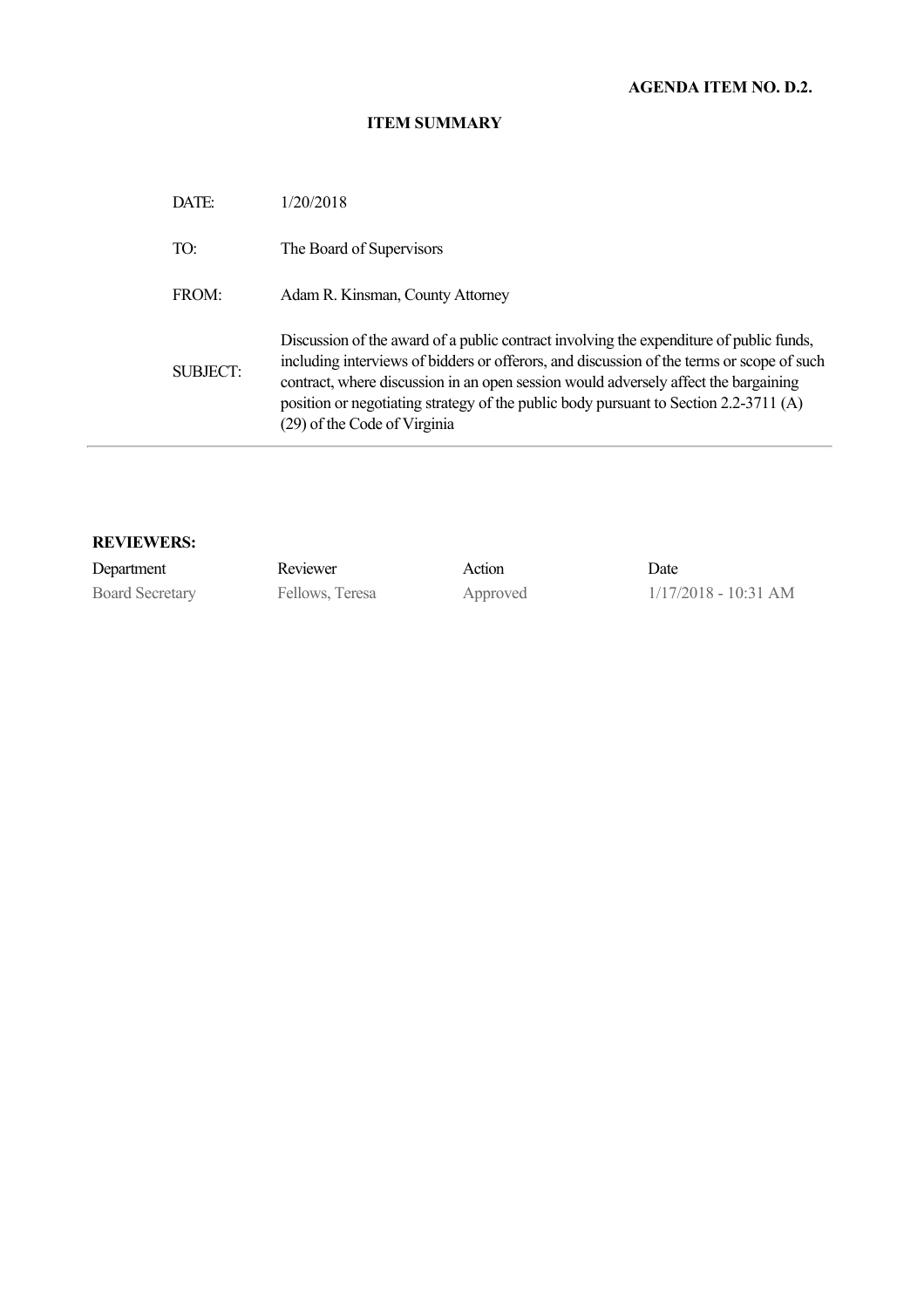**AGENDA ITEM NO. D.2.**

**ITEM SUMMARY**

| | |
|---|---|
| DATE: | 1/20/2018 |
| TO: | The Board of Supervisors |
| FROM: | Adam R. Kinsman, County Attorney |
| SUBJECT: | Discussion of the award of a public contract involving the expenditure of public funds, including interviews of bidders or offerors, and discussion of the terms or scope of such contract, where discussion in an open session would adversely affect the bargaining position or negotiating strategy of the public body pursuant to Section 2.2-3711 (A) (29) of the Code of Virginia |

**REVIEWERS:**

| Department | Reviewer | Action | Date |
|---|---|---|---|
| Board Secretary | Fellows, Teresa | Approved | 1/17/2018 - 10:31 AM |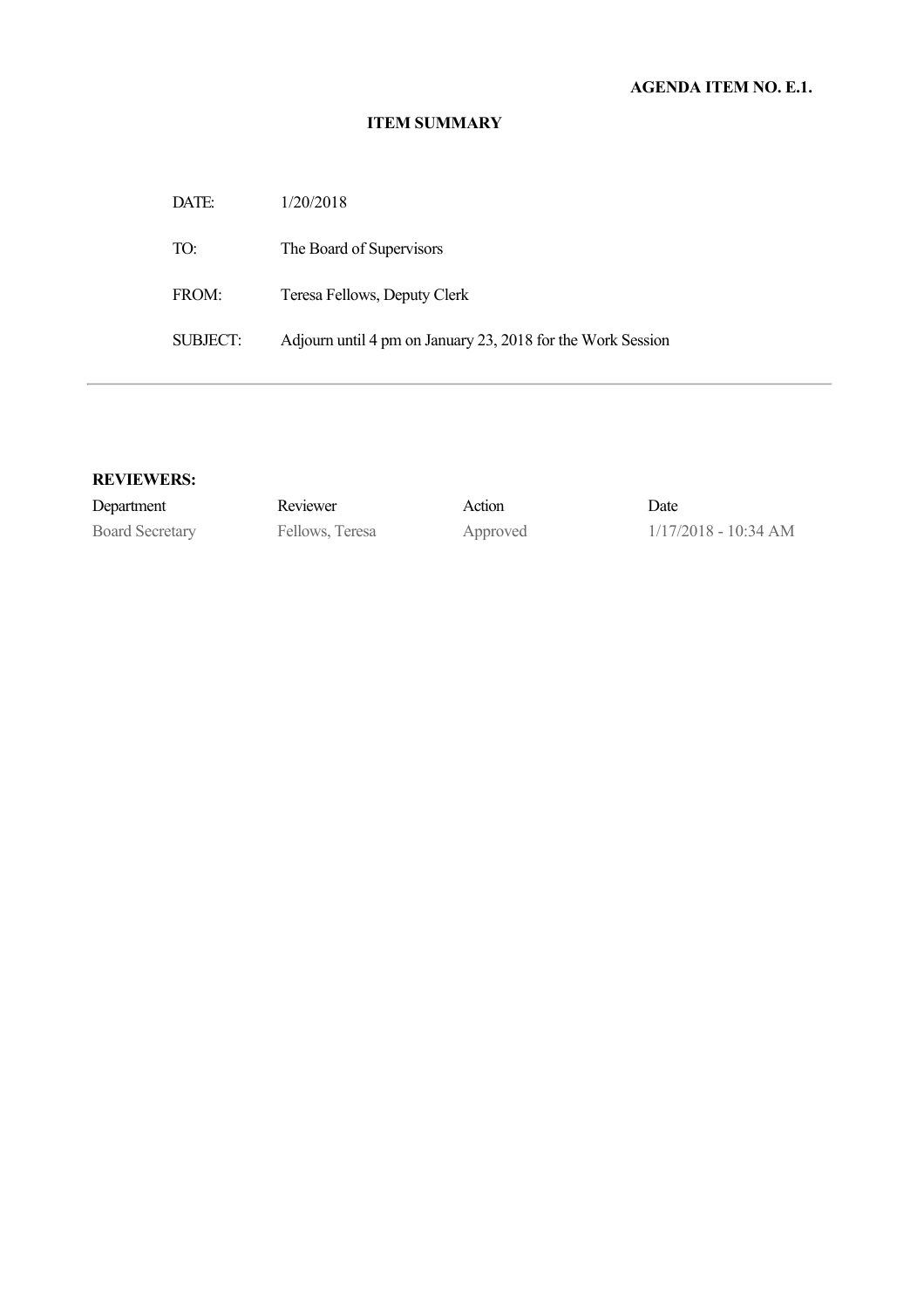**AGENDA ITEM NO. E.1.**

**ITEM SUMMARY**

| | |
|---|---|
| DATE: | 1/20/2018 |
| TO: | The Board of Supervisors |
| FROM: | Teresa Fellows, Deputy Clerk |
| SUBJECT: | Adjourn until 4 pm on January 23, 2018 for the Work Session |

---

**REVIEWERS:**

| Department | Reviewer | Action | Date |
|---|---|---|---|
| Board Secretary | Fellows, Teresa | Approved | 1/17/2018 - 10:34 AM |